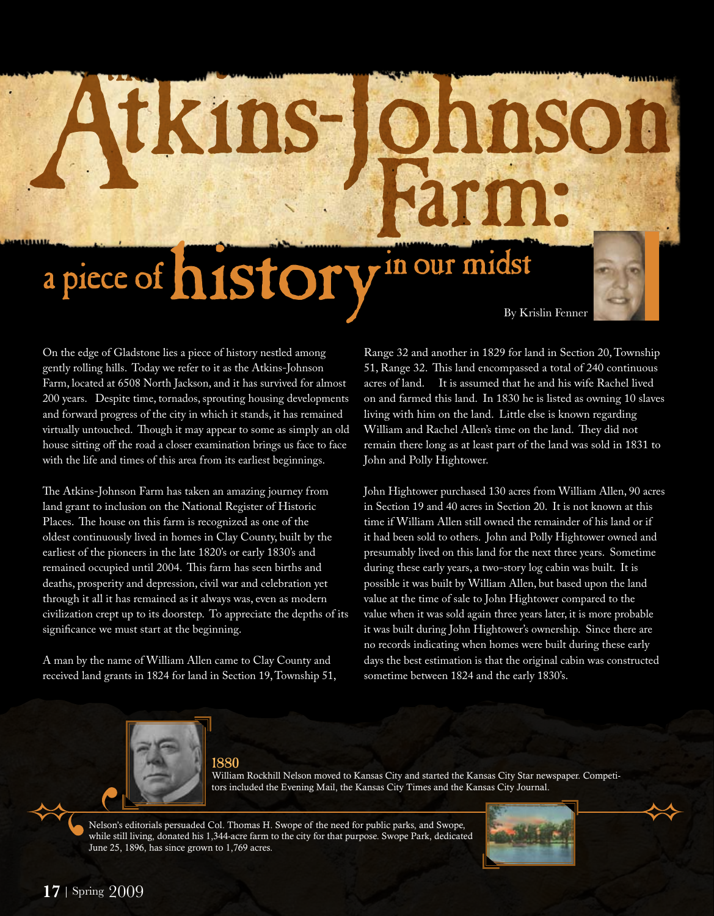# Atkins-Johnson Farm: a piece of history in our midst

By Krislin Fenner

On the edge of Gladstone lies a piece of history nestled among gently rolling hills. Today we refer to it as the Atkins-Johnson Farm, located at 6508 North Jackson, and it has survived for almost 200 years. Despite time, tornados, sprouting housing developments and forward progress of the city in which it stands, it has remained virtually untouched. Though it may appear to some as simply an old house sitting off the road a closer examination brings us face to face with the life and times of this area from its earliest beginnings.

The Atkins-Johnson Farm has taken an amazing journey from land grant to inclusion on the National Register of Historic Places. The house on this farm is recognized as one of the oldest continuously lived in homes in Clay County, built by the earliest of the pioneers in the late 1820's or early 1830's and remained occupied until 2004. This farm has seen births and deaths, prosperity and depression, civil war and celebration yet through it all it has remained as it always was, even as modern civilization crept up to its doorstep. To appreciate the depths of its significance we must start at the beginning.

A man by the name of William Allen came to Clay County and received land grants in 1824 for land in Section 19, Township 51, Range 32 and another in 1829 for land in Section 20, Township 51, Range 32. This land encompassed a total of 240 continuous acres of land. It is assumed that he and his wife Rachel lived on and farmed this land. In 1830 he is listed as owning 10 slaves living with him on the land. Little else is known regarding William and Rachel Allen's time on the land. They did not remain there long as at least part of the land was sold in 1831 to John and Polly Hightower.

John Hightower purchased 130 acres from William Allen, 90 acres in Section 19 and 40 acres in Section 20. It is not known at this time if William Allen still owned the remainder of his land or if it had been sold to others. John and Polly Hightower owned and presumably lived on this land for the next three years. Sometime during these early years, a two-story log cabin was built. It is possible it was built by William Allen, but based upon the land value at the time of sale to John Hightower compared to the value when it was sold again three years later, it is more probable it was built during John Hightower's ownership. Since there are no records indicating when homes were built during these early days the best estimation is that the original cabin was constructed sometime between 1824 and the early 1830's.

**1880**
William Rockhill Nelson moved to Kansas City and started the Kansas City Star newspaper. Competitors included the Evening Mail, the Kansas City Times and the Kansas City Journal.

Nelson's editorials persuaded Col. Thomas H. Swope of the need for public parks, and Swope, while still living, donated his 1,344-acre farm to the city for that purpose. Swope Park, dedicated June 25, 1896, has since grown to 1,769 acres.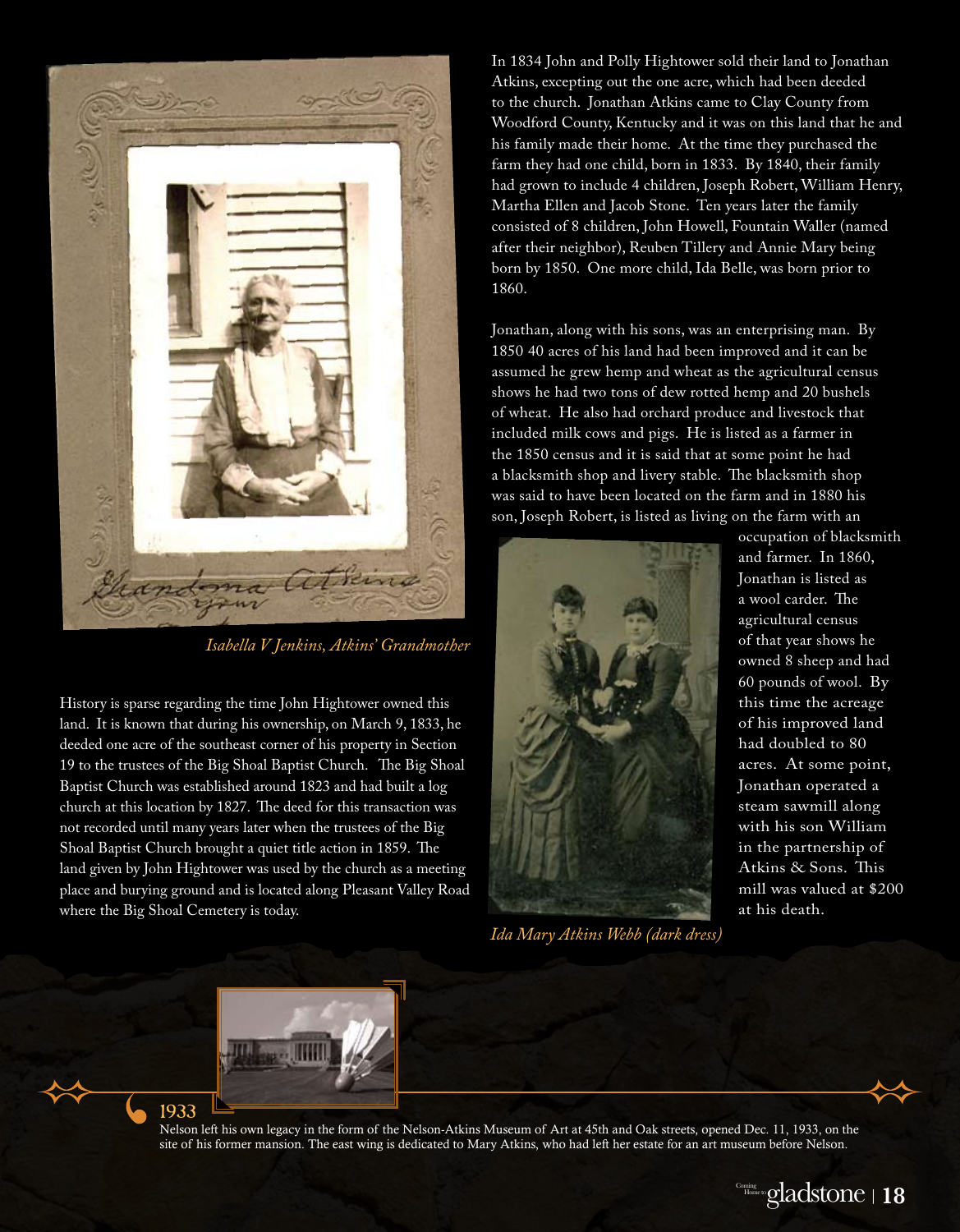*Isabella V Jenkins, Atkins' Grandmother*

History is sparse regarding the time John Hightower owned this land. It is known that during his ownership, on March 9, 1833, he deeded one acre of the southeast corner of his property in Section 19 to the trustees of the Big Shoal Baptist Church. The Big Shoal Baptist Church was established around 1823 and had built a log church at this location by 1827. The deed for this transaction was not recorded until many years later when the trustees of the Big Shoal Baptist Church brought a quiet title action in 1859. The land given by John Hightower was used by the church as a meeting place and burying ground and is located along Pleasant Valley Road where the Big Shoal Cemetery is today.

In 1834 John and Polly Hightower sold their land to Jonathan Atkins, excepting out the one acre, which had been deeded to the church. Jonathan Atkins came to Clay County from Woodford County, Kentucky and it was on this land that he and his family made their home. At the time they purchased the farm they had one child, born in 1833. By 1840, their family had grown to include 4 children, Joseph Robert, William Henry, Martha Ellen and Jacob Stone. Ten years later the family consisted of 8 children, John Howell, Fountain Waller (named after their neighbor), Reuben Tillery and Annie Mary being born by 1850. One more child, Ida Belle, was born prior to 1860.

Jonathan, along with his sons, was an enterprising man. By 1850 40 acres of his land had been improved and it can be assumed he grew hemp and wheat as the agricultural census shows he had two tons of dew rotted hemp and 20 bushels of wheat. He also had orchard produce and livestock that included milk cows and pigs. He is listed as a farmer in the 1850 census and it is said that at some point he had a blacksmith shop and livery stable. The blacksmith shop was said to have been located on the farm and in 1880 his son, Joseph Robert, is listed as living on the farm with an occupation of blacksmith and farmer. In 1860, Jonathan is listed as a wool carder. The agricultural census of that year shows he owned 8 sheep and had 60 pounds of wool. By this time the acreage of his improved land had doubled to 80 acres. At some point, Jonathan operated a steam sawmill along with his son William in the partnership of Atkins & Sons. This mill was valued at $200 at his death.

*Ida Mary Atkins Webb (dark dress)*

**1933**

Nelson left his own legacy in the form of the Nelson-Atkins Museum of Art at 45th and Oak streets, opened Dec. 11, 1933, on the site of his former mansion. The east wing is dedicated to Mary Atkins, who had left her estate for an art museum before Nelson.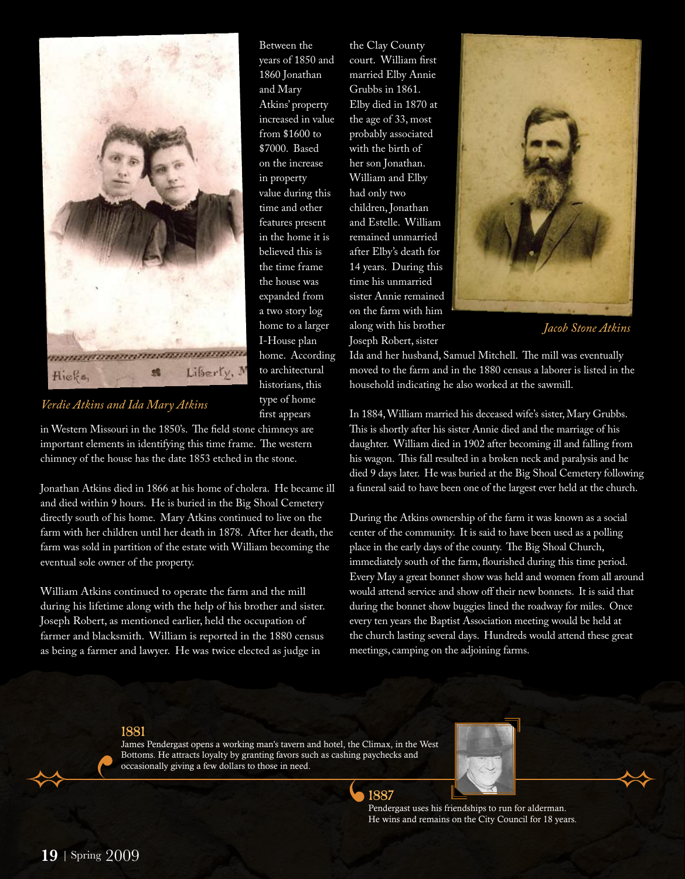Between the years of 1850 and 1860 Jonathan and Mary Atkins' property increased in value from $1600 to $7000. Based on the increase in property value during this time and other features present in the home it is believed this is the time frame the house was expanded from a two story log home to a larger I-House plan home. According to architectural historians, this type of home first appears in Western Missouri in the 1850's. The field stone chimneys are important elements in identifying this time frame. The western chimney of the house has the date 1853 etched in the stone.

*Verdie Atkins and Ida Mary Atkins*

Jonathan Atkins died in 1866 at his home of cholera. He became ill and died within 9 hours. He is buried in the Big Shoal Cemetery directly south of his home. Mary Atkins continued to live on the farm with her children until her death in 1878. After her death, the farm was sold in partition of the estate with William becoming the eventual sole owner of the property.

William Atkins continued to operate the farm and the mill during his lifetime along with the help of his brother and sister. Joseph Robert, as mentioned earlier, held the occupation of farmer and blacksmith. William is reported in the 1880 census as being a farmer and lawyer. He was twice elected as judge in the Clay County court. William first married Elby Annie Grubbs in 1861. Elby died in 1870 at the age of 33, most probably associated with the birth of her son Jonathan. William and Elby had only two children, Jonathan and Estelle. William remained unmarried after Elby's death for 14 years. During this time his unmarried sister Annie remained on the farm with him along with his brother Joseph Robert, sister Ida and her husband, Samuel Mitchell. The mill was eventually moved to the farm and in the 1880 census a laborer is listed in the household indicating he also worked at the sawmill.

*Jacob Stone Atkins*

In 1884, William married his deceased wife's sister, Mary Grubbs. This is shortly after his sister Annie died and the marriage of his daughter. William died in 1902 after becoming ill and falling from his wagon. This fall resulted in a broken neck and paralysis and he died 9 days later. He was buried at the Big Shoal Cemetery following a funeral said to have been one of the largest ever held at the church.

During the Atkins ownership of the farm it was known as a social center of the community. It is said to have been used as a polling place in the early days of the county. The Big Shoal Church, immediately south of the farm, flourished during this time period. Every May a great bonnet show was held and women from all around would attend service and show off their new bonnets. It is said that during the bonnet show buggies lined the roadway for miles. Once every ten years the Baptist Association meeting would be held at the church lasting several days. Hundreds would attend these great meetings, camping on the adjoining farms.

**1881**
James Pendergast opens a working man's tavern and hotel, the Climax, in the West Bottoms. He attracts loyalty by granting favors such as cashing paychecks and occasionally giving a few dollars to those in need.

**1887**
Pendergast uses his friendships to run for alderman. He wins and remains on the City Council for 18 years.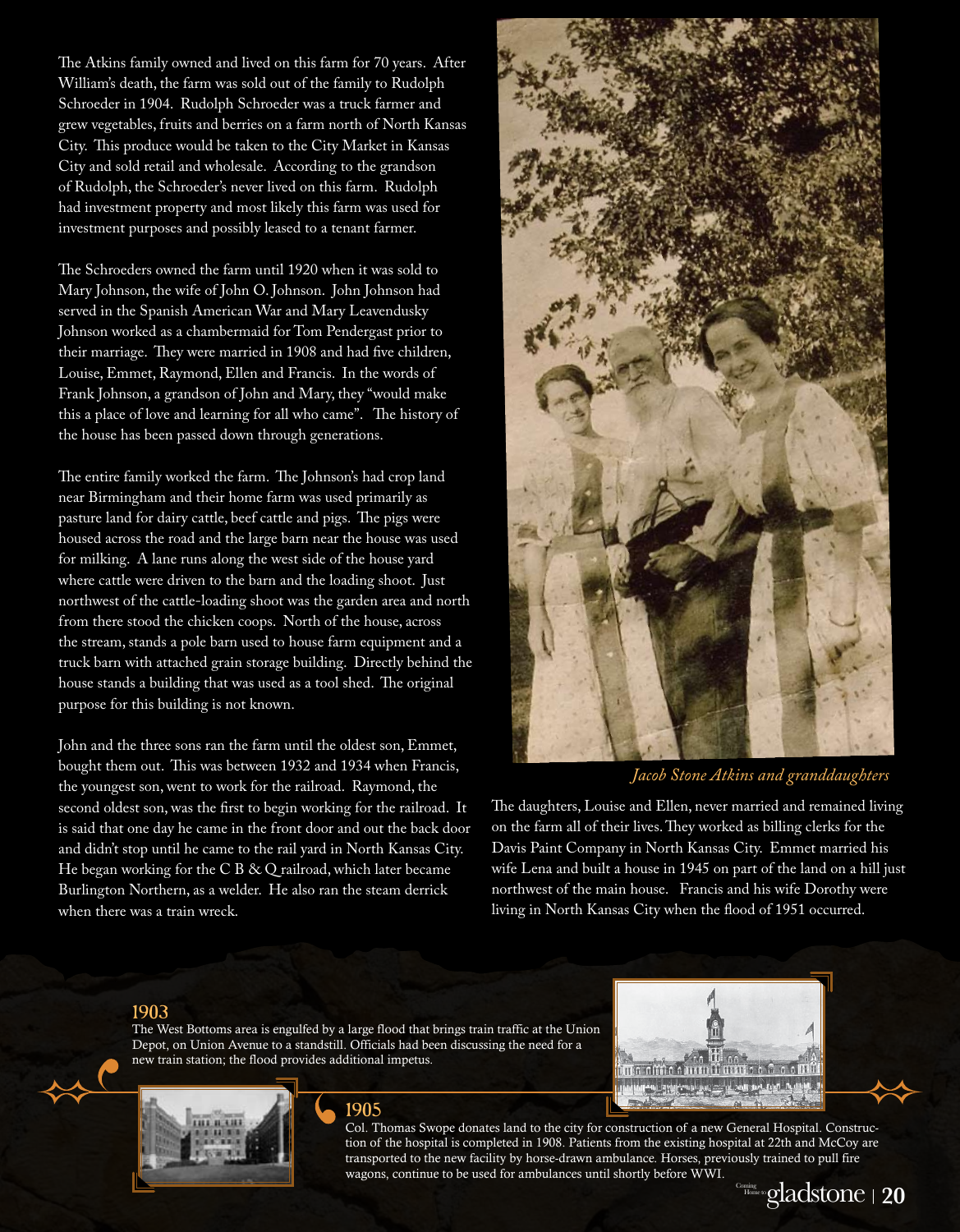The Atkins family owned and lived on this farm for 70 years. After William's death, the farm was sold out of the family to Rudolph Schroeder in 1904. Rudolph Schroeder was a truck farmer and grew vegetables, fruits and berries on a farm north of North Kansas City. This produce would be taken to the City Market in Kansas City and sold retail and wholesale. According to the grandson of Rudolph, the Schroeder's never lived on this farm. Rudolph had investment property and most likely this farm was used for investment purposes and possibly leased to a tenant farmer.

The Schroeders owned the farm until 1920 when it was sold to Mary Johnson, the wife of John O. Johnson. John Johnson had served in the Spanish American War and Mary Leavendusky Johnson worked as a chambermaid for Tom Pendergast prior to their marriage. They were married in 1908 and had five children, Louise, Emmet, Raymond, Ellen and Francis. In the words of Frank Johnson, a grandson of John and Mary, they "would make this a place of love and learning for all who came". The history of the house has been passed down through generations.

The entire family worked the farm. The Johnson's had crop land near Birmingham and their home farm was used primarily as pasture land for dairy cattle, beef cattle and pigs. The pigs were housed across the road and the large barn near the house was used for milking. A lane runs along the west side of the house yard where cattle were driven to the barn and the loading shoot. Just northwest of the cattle-loading shoot was the garden area and north from there stood the chicken coops. North of the house, across the stream, stands a pole barn used to house farm equipment and a truck barn with attached grain storage building. Directly behind the house stands a building that was used as a tool shed. The original purpose for this building is not known.

John and the three sons ran the farm until the oldest son, Emmet, bought them out. This was between 1932 and 1934 when Francis, the youngest son, went to work for the railroad. Raymond, the second oldest son, was the first to begin working for the railroad. It is said that one day he came in the front door and out the back door and didn't stop until he came to the rail yard in North Kansas City. He began working for the C B & Q railroad, which later became Burlington Northern, as a welder. He also ran the steam derrick when there was a train wreck.

*Jacob Stone Atkins and granddaughters*

The daughters, Louise and Ellen, never married and remained living on the farm all of their lives. They worked as billing clerks for the Davis Paint Company in North Kansas City. Emmet married his wife Lena and built a house in 1945 on part of the land on a hill just northwest of the main house. Francis and his wife Dorothy were living in North Kansas City when the flood of 1951 occurred.

**1903**
The West Bottoms area is engulfed by a large flood that brings train traffic at the Union Depot, on Union Avenue to a standstill. Officials had been discussing the need for a new train station; the flood provides additional impetus.

**1905**
Col. Thomas Swope donates land to the city for construction of a new General Hospital. Construction of the hospital is completed in 1908. Patients from the existing hospital at 22th and McCoy are transported to the new facility by horse-drawn ambulance. Horses, previously trained to pull fire wagons, continue to be used for ambulances until shortly before WWI.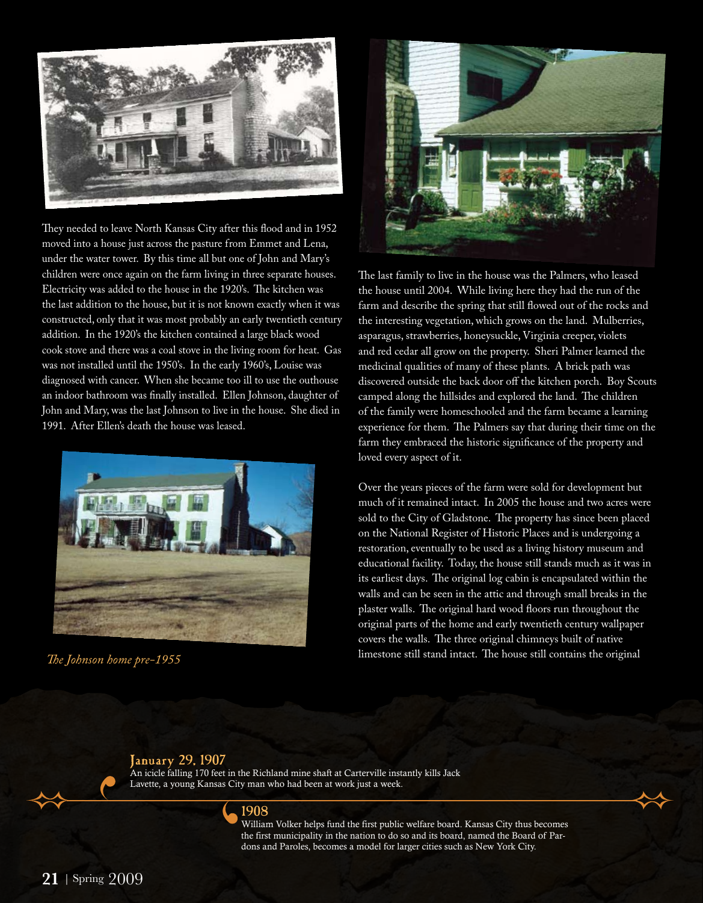They needed to leave North Kansas City after this flood and in 1952 moved into a house just across the pasture from Emmet and Lena, under the water tower. By this time all but one of John and Mary's children were once again on the farm living in three separate houses. Electricity was added to the house in the 1920's. The kitchen was the last addition to the house, but it is not known exactly when it was constructed, only that it was most probably an early twentieth century addition. In the 1920's the kitchen contained a large black wood cook stove and there was a coal stove in the living room for heat. Gas was not installed until the 1950's. In the early 1960's, Louise was diagnosed with cancer. When she became too ill to use the outhouse an indoor bathroom was finally installed. Ellen Johnson, daughter of John and Mary, was the last Johnson to live in the house. She died in 1991. After Ellen's death the house was leased.

*The Johnson home pre-1955*

The last family to live in the house was the Palmers, who leased the house until 2004. While living here they had the run of the farm and describe the spring that still flowed out of the rocks and the interesting vegetation, which grows on the land. Mulberries, asparagus, strawberries, honeysuckle, Virginia creeper, violets and red cedar all grow on the property. Sheri Palmer learned the medicinal qualities of many of these plants. A brick path was discovered outside the back door off the kitchen porch. Boy Scouts camped along the hillsides and explored the land. The children of the family were homeschooled and the farm became a learning experience for them. The Palmers say that during their time on the farm they embraced the historic significance of the property and loved every aspect of it.

Over the years pieces of the farm were sold for development but much of it remained intact. In 2005 the house and two acres were sold to the City of Gladstone. The property has since been placed on the National Register of Historic Places and is undergoing a restoration, eventually to be used as a living history museum and educational facility. Today, the house still stands much as it was in its earliest days. The original log cabin is encapsulated within the walls and can be seen in the attic and through small breaks in the plaster walls. The original hard wood floors run throughout the original parts of the home and early twentieth century wallpaper covers the walls. The three original chimneys built of native limestone still stand intact. The house still contains the original

**January 29, 1907**
An icicle falling 170 feet in the Richland mine shaft at Carterville instantly kills Jack Lavette, a young Kansas City man who had been at work just a week.

**1908**
William Volker helps fund the first public welfare board. Kansas City thus becomes the first municipality in the nation to do so and its board, named the Board of Pardons and Paroles, becomes a model for larger cities such as New York City.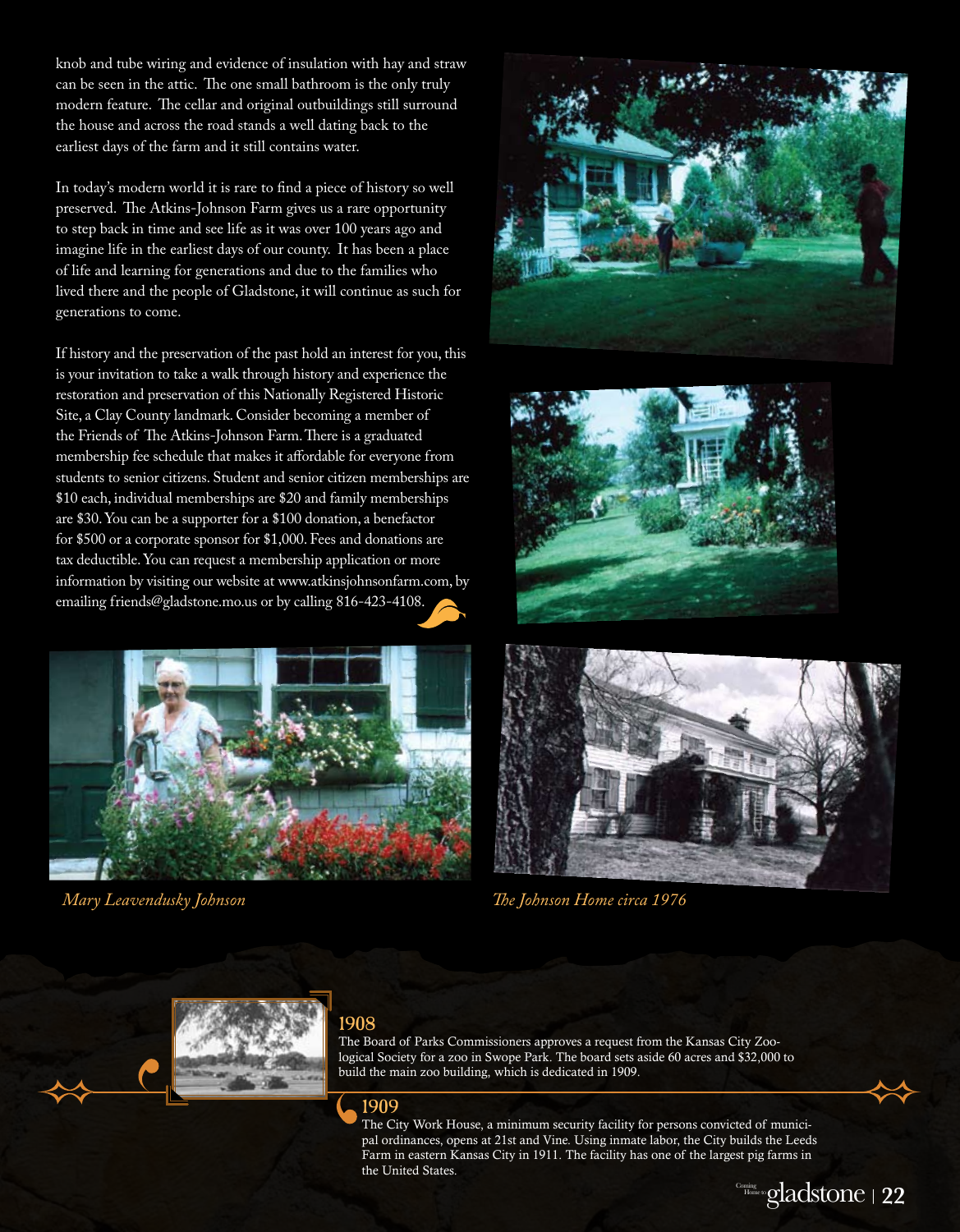knob and tube wiring and evidence of insulation with hay and straw can be seen in the attic. The one small bathroom is the only truly modern feature. The cellar and original outbuildings still surround the house and across the road stands a well dating back to the earliest days of the farm and it still contains water.

In today's modern world it is rare to find a piece of history so well preserved. The Atkins-Johnson Farm gives us a rare opportunity to step back in time and see life as it was over 100 years ago and imagine life in the earliest days of our county. It has been a place of life and learning for generations and due to the families who lived there and the people of Gladstone, it will continue as such for generations to come.

If history and the preservation of the past hold an interest for you, this is your invitation to take a walk through history and experience the restoration and preservation of this Nationally Registered Historic Site, a Clay County landmark. Consider becoming a member of the Friends of The Atkins-Johnson Farm. There is a graduated membership fee schedule that makes it affordable for everyone from students to senior citizens. Student and senior citizen memberships are $10 each, individual memberships are $20 and family memberships are $30. You can be a supporter for a $100 donation, a benefactor for $500 or a corporate sponsor for $1,000. Fees and donations are tax deductible. You can request a membership application or more information by visiting our website at www.atkinsjohnsonfarm.com, by emailing friends@gladstone.mo.us or by calling 816-423-4108.

*Mary Leavendusky Johnson*

*The Johnson Home circa 1976*

**1908**

The Board of Parks Commissioners approves a request from the Kansas City Zoological Society for a zoo in Swope Park. The board sets aside 60 acres and $32,000 to build the main zoo building, which is dedicated in 1909.

**1909**

The City Work House, a minimum security facility for persons convicted of municipal ordinances, opens at 21st and Vine. Using inmate labor, the City builds the Leeds Farm in eastern Kansas City in 1911. The facility has one of the largest pig farms in the United States.